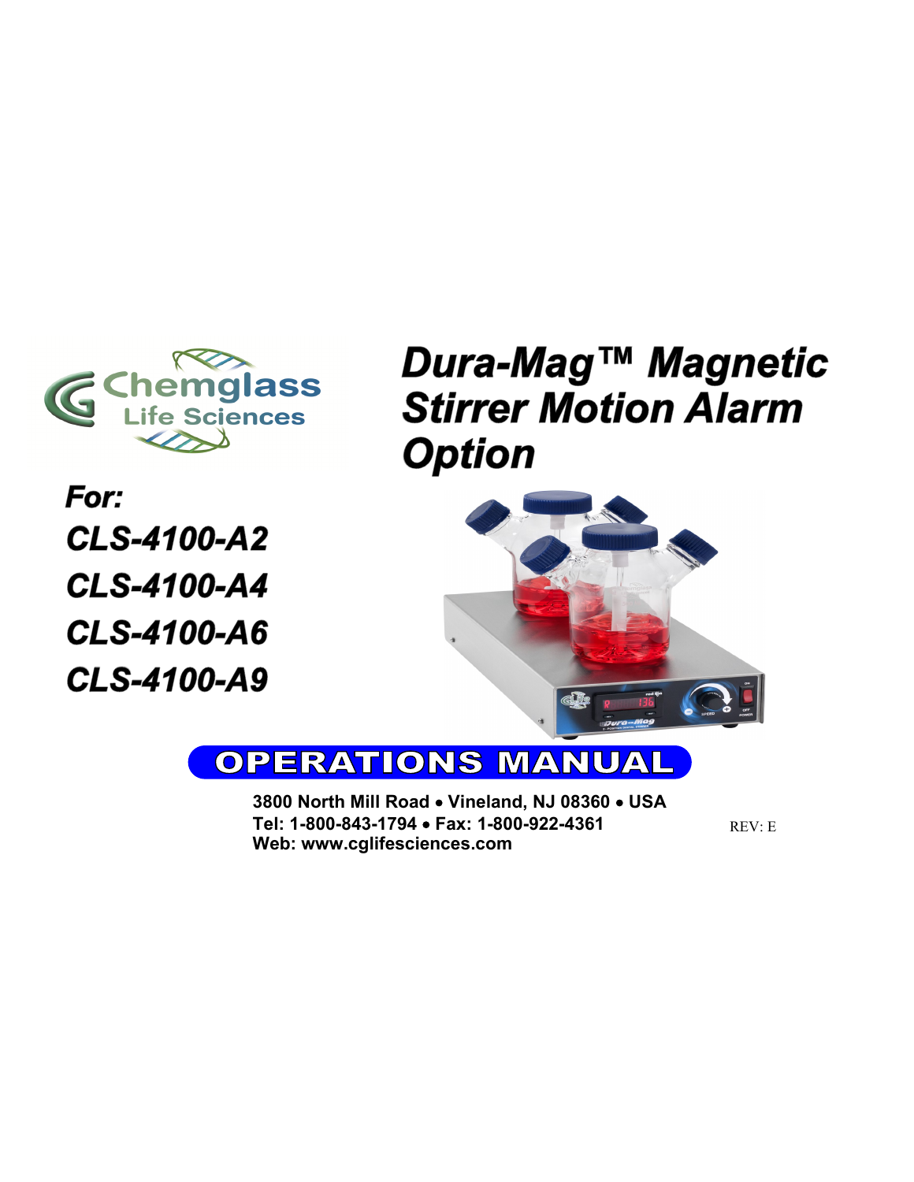Chemglass Life Sciences

# Dura-Mag™ Magnetic Stirrer Motion Alarm Option

**For:**

***CLS-4100-A2***

***CLS-4100-A4***

***CLS-4100-A6***

***CLS-4100-A9***

## OPERATIONS MANUAL

**3800 North Mill Road • Vineland, NJ 08360 • USA**
**Tel: 1-800-843-1794 • Fax: 1-800-922-4361**
**Web: www.cglifesciences.com**

REV: E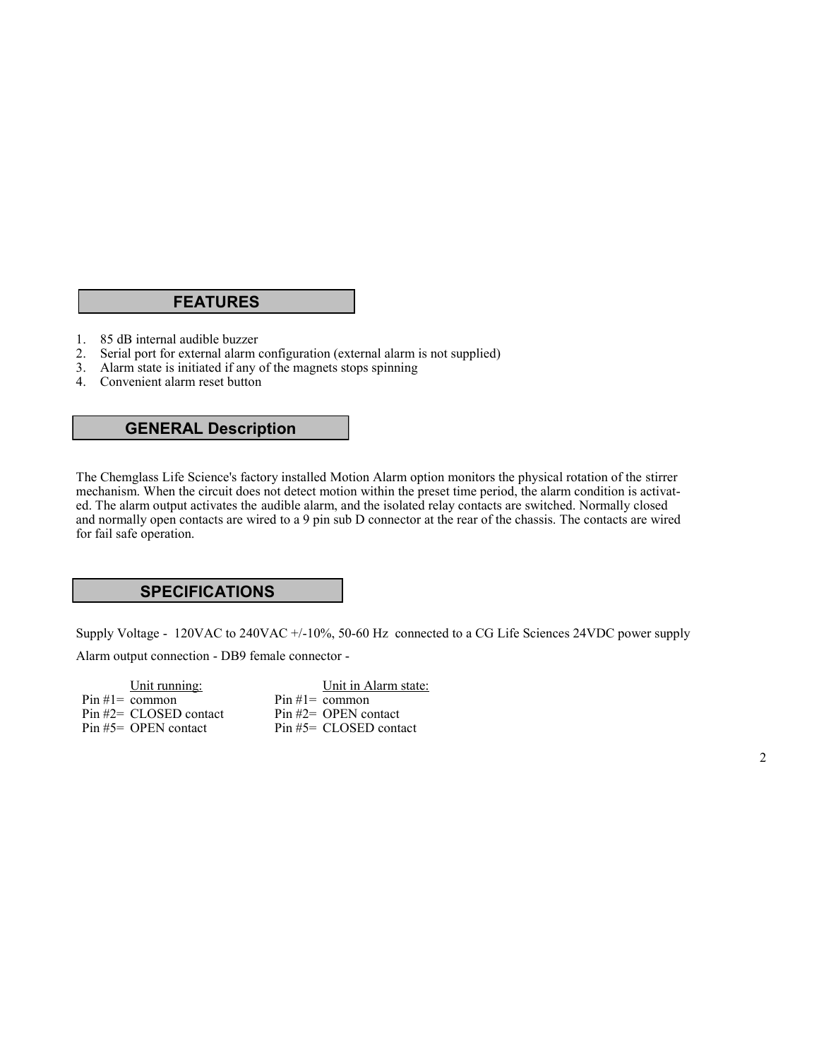## FEATURES

1. 85 dB internal audible buzzer
2. Serial port for external alarm configuration (external alarm is not supplied)
3. Alarm state is initiated if any of the magnets stops spinning
4. Convenient alarm reset button

## GENERAL Description

The Chemglass Life Science's factory installed Motion Alarm option monitors the physical rotation of the stirrer mechanism. When the circuit does not detect motion within the preset time period, the alarm condition is activated. The alarm output activates the audible alarm, and the isolated relay contacts are switched. Normally closed and normally open contacts are wired to a 9 pin sub D connector at the rear of the chassis. The contacts are wired for fail safe operation.

## SPECIFICATIONS

Supply Voltage - 120VAC to 240VAC +/-10%, 50-60 Hz connected to a CG Life Sciences 24VDC power supply

Alarm output connection - DB9 female connector -

| Unit running: | Unit in Alarm state: |
|---|---|
| Pin #1= common | Pin #1= common |
| Pin #2= CLOSED contact | Pin #2= OPEN contact |
| Pin #5= OPEN contact | Pin #5= CLOSED contact |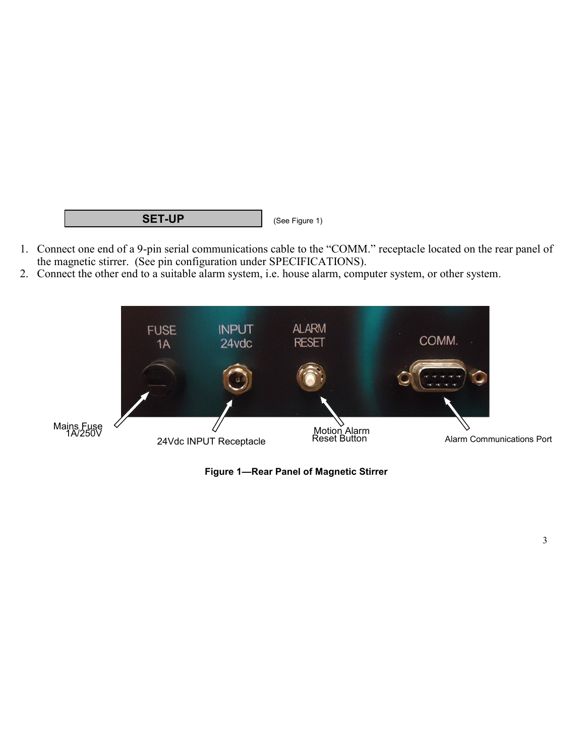## SET-UP

(See Figure 1)

1. Connect one end of a 9-pin serial communications cable to the "COMM." receptacle located on the rear panel of the magnetic stirrer. (See pin configuration under SPECIFICATIONS).
2. Connect the other end to a suitable alarm system, i.e. house alarm, computer system, or other system.

Mains Fuse 1A/250V

24Vdc INPUT Receptacle

Motion Alarm Reset Button

Alarm Communications Port

**Figure 1—Rear Panel of Magnetic Stirrer**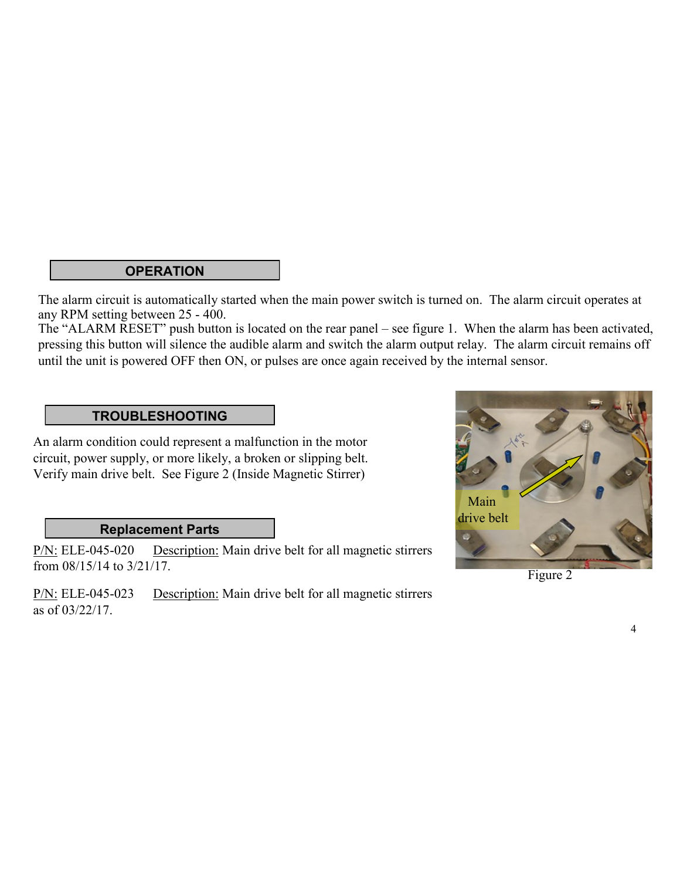## OPERATION

The alarm circuit is automatically started when the main power switch is turned on. The alarm circuit operates at any RPM setting between 25 - 400.
The "ALARM RESET" push button is located on the rear panel – see figure 1. When the alarm has been activated, pressing this button will silence the audible alarm and switch the alarm output relay. The alarm circuit remains off until the unit is powered OFF then ON, or pulses are once again received by the internal sensor.

## TROUBLESHOOTING

An alarm condition could represent a malfunction in the motor circuit, power supply, or more likely, a broken or slipping belt. Verify main drive belt. See Figure 2 (Inside Magnetic Stirrer)

Main drive belt

Figure 2

## Replacement Parts

P/N: ELE-045-020 Description: Main drive belt for all magnetic stirrers from 08/15/14 to 3/21/17.

P/N: ELE-045-023 Description: Main drive belt for all magnetic stirrers as of 03/22/17.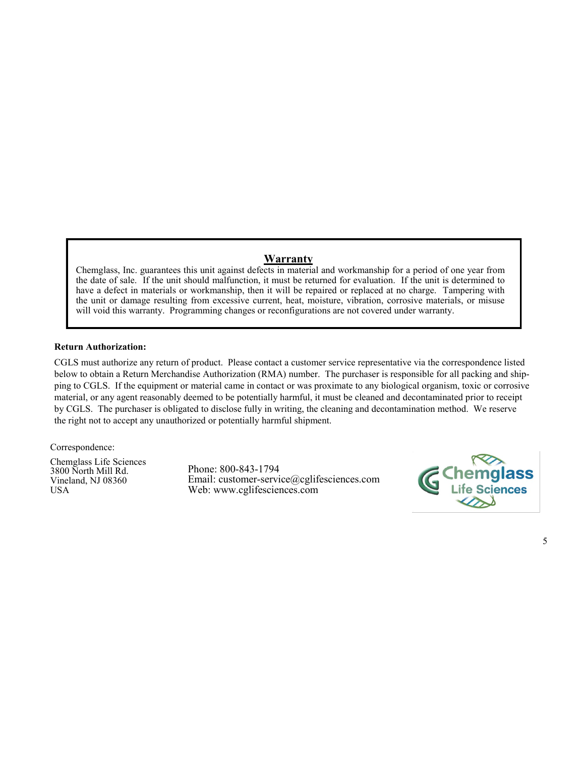## Warranty

Chemglass, Inc. guarantees this unit against defects in material and workmanship for a period of one year from the date of sale. If the unit should malfunction, it must be returned for evaluation. If the unit is determined to have a defect in materials or workmanship, then it will be repaired or replaced at no charge. Tampering with the unit or damage resulting from excessive current, heat, moisture, vibration, corrosive materials, or misuse will void this warranty. Programming changes or reconfigurations are not covered under warranty.

**Return Authorization:**

CGLS must authorize any return of product. Please contact a customer service representative via the correspondence listed below to obtain a Return Merchandise Authorization (RMA) number. The purchaser is responsible for all packing and shipping to CGLS. If the equipment or material came in contact or was proximate to any biological organism, toxic or corrosive material, or any agent reasonably deemed to be potentially harmful, it must be cleaned and decontaminated prior to receipt by CGLS. The purchaser is obligated to disclose fully in writing, the cleaning and decontamination method. We reserve the right not to accept any unauthorized or potentially harmful shipment.

Correspondence:

Chemglass Life Sciences
3800 North Mill Rd.
Vineland, NJ 08360
USA

Phone: 800-843-1794
Email: customer-service@cglifesciences.com
Web: www.cglifesciences.com

Chemglass Life Sciences